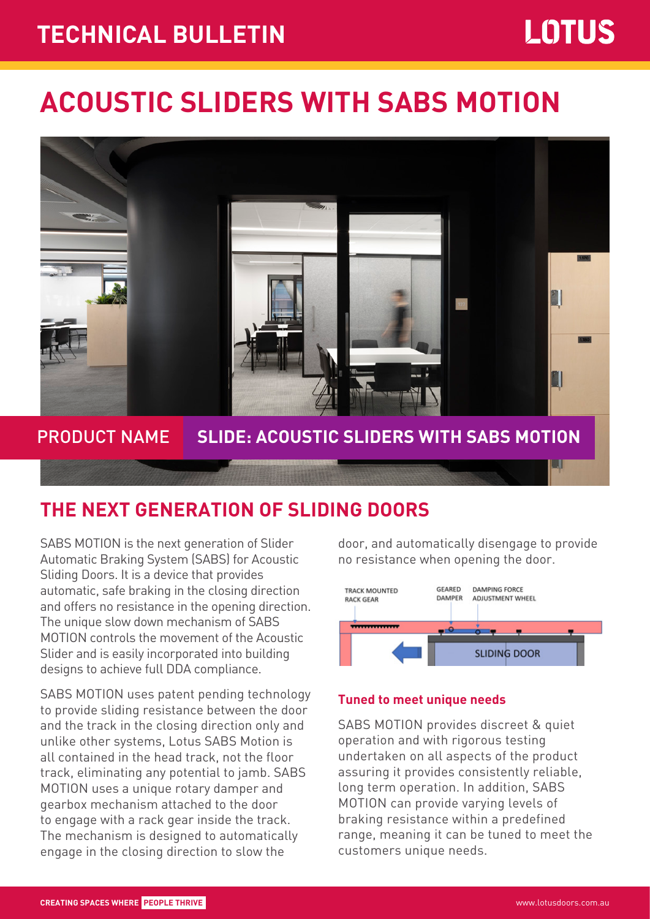# TECHNICAL BULLETIN

LOTUS

# ACOUSTIC SLIDERS WITH SABS MOTION

PRODUCT NAME **SLIDE: ACOUSTIC SLIDERS WITH SABS MOTION**

## THE NEXT GENERATION OF SLIDING DOORS

SABS MOTION is the next generation of Slider Automatic Braking System (SABS) for Acoustic Sliding Doors. It is a device that provides automatic, safe braking in the closing direction and offers no resistance in the opening direction. The unique slow down mechanism of SABS MOTION controls the movement of the Acoustic Slider and is easily incorporated into building designs to achieve full DDA compliance.

SABS MOTION uses patent pending technology to provide sliding resistance between the door and the track in the closing direction only and unlike other systems, Lotus SABS Motion is all contained in the head track, not the floor track, eliminating any potential to jamb. SABS MOTION uses a unique rotary damper and gearbox mechanism attached to the door to engage with a rack gear inside the track. The mechanism is designed to automatically engage in the closing direction to slow the door, and automatically disengage to provide no resistance when opening the door.

TRACK MOUNTED RACK GEAR | GEARED DAMPER | DAMPING FORCE ADJUSTMENT WHEEL | SLIDING DOOR

### Tuned to meet unique needs

SABS MOTION provides discreet & quiet operation and with rigorous testing undertaken on all aspects of the product assuring it provides consistently reliable, long term operation. In addition, SABS MOTION can provide varying levels of braking resistance within a predefined range, meaning it can be tuned to meet the customers unique needs.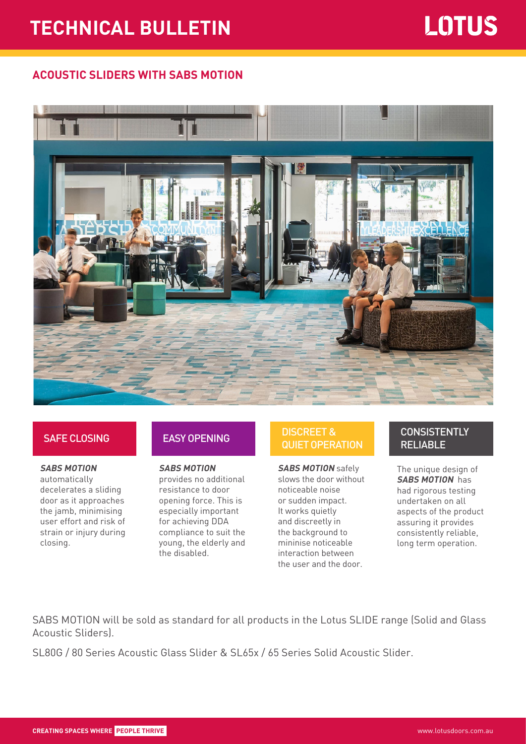# TECHNICAL BULLETIN

LOTUS

## ACOUSTIC SLIDERS WITH SABS MOTION

### SAFE CLOSING

***SABS MOTION*** automatically decelerates a sliding door as it approaches the jamb, minimising user effort and risk of strain or injury during closing.

### EASY OPENING

***SABS MOTION*** provides no additional resistance to door opening force. This is especially important for achieving DDA compliance to suit the young, the elderly and the disabled.

### DISCREET & QUIET OPERATION

***SABS MOTION*** safely slows the door without noticeable noise or sudden impact. It works quietly and discreetly in the background to mininise noticeable interaction between the user and the door.

### CONSISTENTLY RELIABLE

The unique design of ***SABS MOTION*** has had rigorous testing undertaken on all aspects of the product assuring it provides consistently reliable, long term operation.

SABS MOTION will be sold as standard for all products in the Lotus SLIDE range (Solid and Glass Acoustic Sliders).

SL80G / 80 Series Acoustic Glass Slider & SL65x / 65 Series Solid Acoustic Slider.

**CREATING SPACES WHERE PEOPLE THRIVE**

www.lotusdoors.com.au